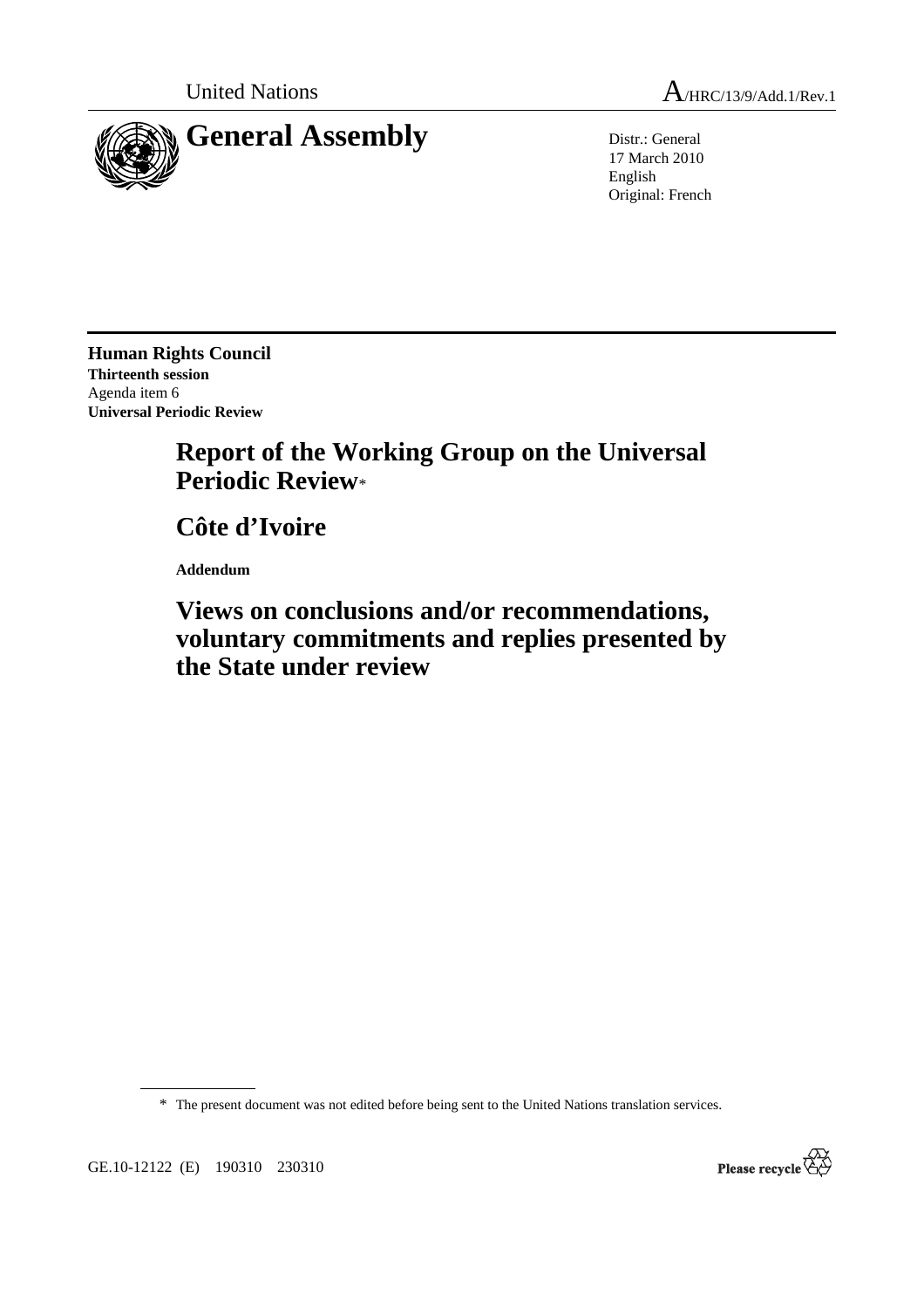United Nations A/HRC/13/9/Add.1/Rev.1

# General Assembly

Distr.: General
17 March 2010
English
Original: French

**Human Rights Council**
**Thirteenth session**
Agenda item 6
**Universal Periodic Review**

# Report of the Working Group on the Universal Periodic Review*

# Côte d'Ivoire

**Addendum**

# Views on conclusions and/or recommendations, voluntary commitments and replies presented by the State under review

\* The present document was not edited before being sent to the United Nations translation services.

GE.10-12122 (E) 190310 230310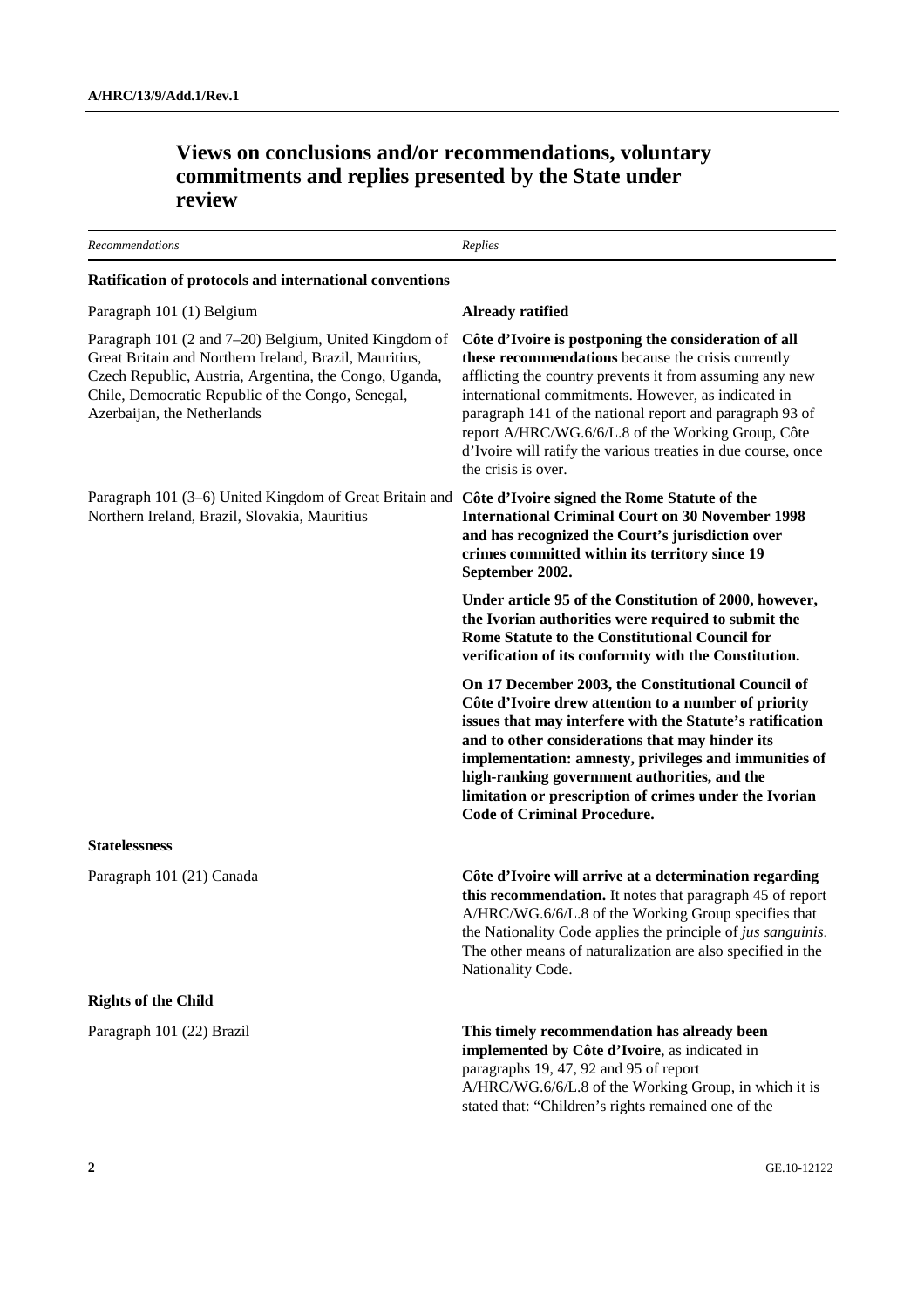## Views on conclusions and/or recommendations, voluntary commitments and replies presented by the State under review

| *Recommendations* | *Replies* |
|---|---|
| **Ratification of protocols and international conventions** | |
| Paragraph 101 (1) Belgium | **Already ratified** |
| Paragraph 101 (2 and 7–20) Belgium, United Kingdom of Great Britain and Northern Ireland, Brazil, Mauritius, Czech Republic, Austria, Argentina, the Congo, Uganda, Chile, Democratic Republic of the Congo, Senegal, Azerbaijan, the Netherlands | **Côte d'Ivoire is postponing the consideration of all these recommendations** because the crisis currently afflicting the country prevents it from assuming any new international commitments. However, as indicated in paragraph 141 of the national report and paragraph 93 of report A/HRC/WG.6/6/L.8 of the Working Group, Côte d'Ivoire will ratify the various treaties in due course, once the crisis is over. |
| Paragraph 101 (3–6) United Kingdom of Great Britain and Northern Ireland, Brazil, Slovakia, Mauritius | **Côte d'Ivoire signed the Rome Statute of the International Criminal Court on 30 November 1998 and has recognized the Court's jurisdiction over crimes committed within its territory since 19 September 2002.** |
| | **Under article 95 of the Constitution of 2000, however, the Ivorian authorities were required to submit the Rome Statute to the Constitutional Council for verification of its conformity with the Constitution.** |
| | **On 17 December 2003, the Constitutional Council of Côte d'Ivoire drew attention to a number of priority issues that may interfere with the Statute's ratification and to other considerations that may hinder its implementation: amnesty, privileges and immunities of high-ranking government authorities, and the limitation or prescription of crimes under the Ivorian Code of Criminal Procedure.** |
| **Statelessness** | |
| Paragraph 101 (21) Canada | **Côte d'Ivoire will arrive at a determination regarding this recommendation.** It notes that paragraph 45 of report A/HRC/WG.6/6/L.8 of the Working Group specifies that the Nationality Code applies the principle of *jus sanguinis*. The other means of naturalization are also specified in the Nationality Code. |
| **Rights of the Child** | |
| Paragraph 101 (22) Brazil | **This timely recommendation has already been implemented by Côte d'Ivoire**, as indicated in paragraphs 19, 47, 92 and 95 of report A/HRC/WG.6/6/L.8 of the Working Group, in which it is stated that: "Children's rights remained one of the |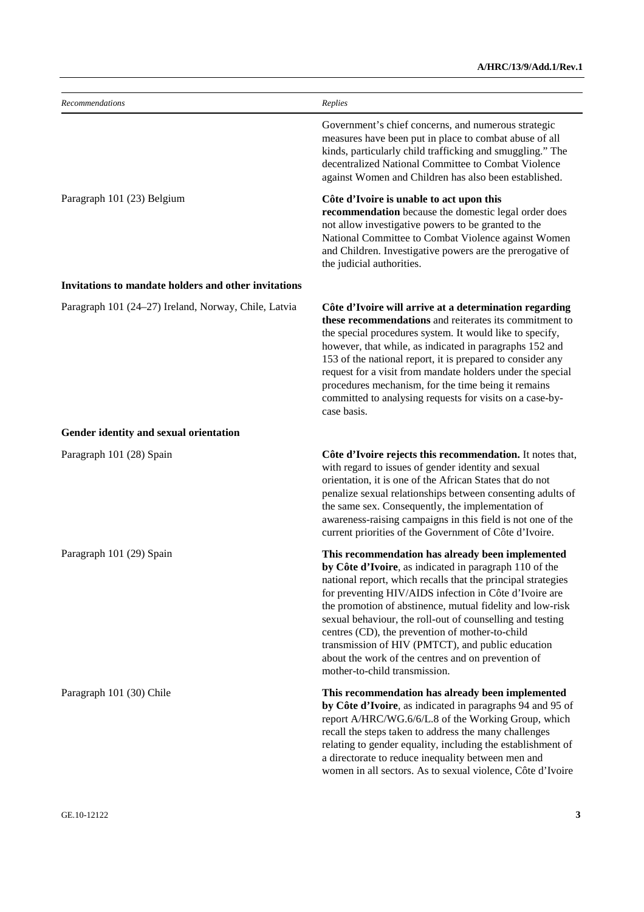| *Recommendations* | *Replies* |
| --- | --- |
| | Government's chief concerns, and numerous strategic measures have been put in place to combat abuse of all kinds, particularly child trafficking and smuggling." The decentralized National Committee to Combat Violence against Women and Children has also been established. |
| Paragraph 101 (23) Belgium | **Côte d'Ivoire is unable to act upon this recommendation** because the domestic legal order does not allow investigative powers to be granted to the National Committee to Combat Violence against Women and Children. Investigative powers are the prerogative of the judicial authorities. |
| **Invitations to mandate holders and other invitations** | |
| Paragraph 101 (24–27) Ireland, Norway, Chile, Latvia | **Côte d'Ivoire will arrive at a determination regarding these recommendations** and reiterates its commitment to the special procedures system. It would like to specify, however, that while, as indicated in paragraphs 152 and 153 of the national report, it is prepared to consider any request for a visit from mandate holders under the special procedures mechanism, for the time being it remains committed to analysing requests for visits on a case-by-case basis. |
| **Gender identity and sexual orientation** | |
| Paragraph 101 (28) Spain | **Côte d'Ivoire rejects this recommendation.** It notes that, with regard to issues of gender identity and sexual orientation, it is one of the African States that do not penalize sexual relationships between consenting adults of the same sex. Consequently, the implementation of awareness-raising campaigns in this field is not one of the current priorities of the Government of Côte d'Ivoire. |
| Paragraph 101 (29) Spain | **This recommendation has already been implemented by Côte d'Ivoire**, as indicated in paragraph 110 of the national report, which recalls that the principal strategies for preventing HIV/AIDS infection in Côte d'Ivoire are the promotion of abstinence, mutual fidelity and low-risk sexual behaviour, the roll-out of counselling and testing centres (CD), the prevention of mother-to-child transmission of HIV (PMTCT), and public education about the work of the centres and on prevention of mother-to-child transmission. |
| Paragraph 101 (30) Chile | **This recommendation has already been implemented by Côte d'Ivoire**, as indicated in paragraphs 94 and 95 of report A/HRC/WG.6/6/L.8 of the Working Group, which recall the steps taken to address the many challenges relating to gender equality, including the establishment of a directorate to reduce inequality between men and women in all sectors. As to sexual violence, Côte d'Ivoire |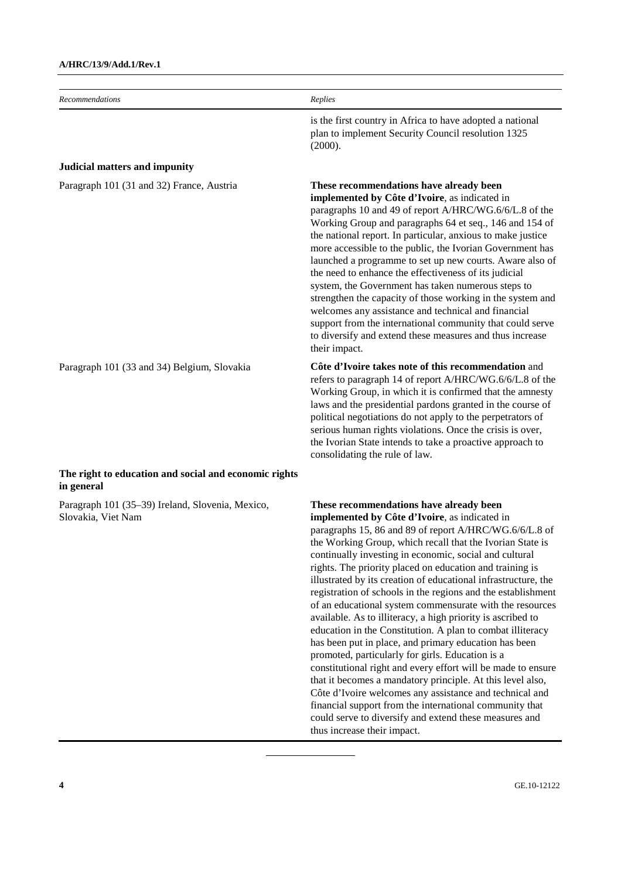| *Recommendations* | *Replies* |
| --- | --- |
| | is the first country in Africa to have adopted a national plan to implement Security Council resolution 1325 (2000). |
| **Judicial matters and impunity** | |
| Paragraph 101 (31 and 32) France, Austria | **These recommendations have already been implemented by Côte d'Ivoire**, as indicated in paragraphs 10 and 49 of report A/HRC/WG.6/6/L.8 of the Working Group and paragraphs 64 et seq., 146 and 154 of the national report. In particular, anxious to make justice more accessible to the public, the Ivorian Government has launched a programme to set up new courts. Aware also of the need to enhance the effectiveness of its judicial system, the Government has taken numerous steps to strengthen the capacity of those working in the system and welcomes any assistance and technical and financial support from the international community that could serve to diversify and extend these measures and thus increase their impact. |
| Paragraph 101 (33 and 34) Belgium, Slovakia | **Côte d'Ivoire takes note of this recommendation** and refers to paragraph 14 of report A/HRC/WG.6/6/L.8 of the Working Group, in which it is confirmed that the amnesty laws and the presidential pardons granted in the course of political negotiations do not apply to the perpetrators of serious human rights violations. Once the crisis is over, the Ivorian State intends to take a proactive approach to consolidating the rule of law. |
| **The right to education and social and economic rights in general** | |
| Paragraph 101 (35–39) Ireland, Slovenia, Mexico, Slovakia, Viet Nam | **These recommendations have already been implemented by Côte d'Ivoire**, as indicated in paragraphs 15, 86 and 89 of report A/HRC/WG.6/6/L.8 of the Working Group, which recall that the Ivorian State is continually investing in economic, social and cultural rights. The priority placed on education and training is illustrated by its creation of educational infrastructure, the registration of schools in the regions and the establishment of an educational system commensurate with the resources available. As to illiteracy, a high priority is ascribed to education in the Constitution. A plan to combat illiteracy has been put in place, and primary education has been promoted, particularly for girls. Education is a constitutional right and every effort will be made to ensure that it becomes a mandatory principle. At this level also, Côte d'Ivoire welcomes any assistance and technical and financial support from the international community that could serve to diversify and extend these measures and thus increase their impact. |